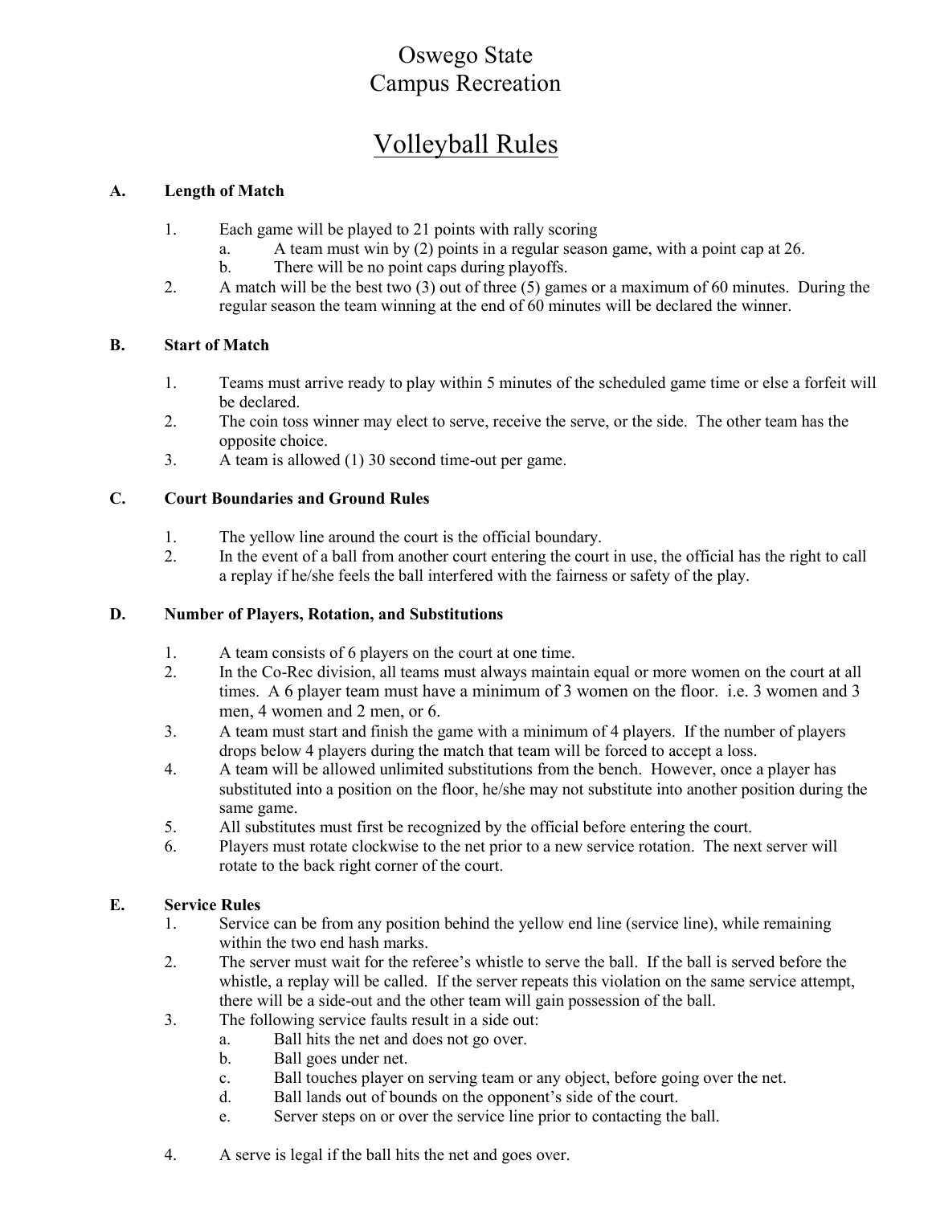# Oswego State
# Campus Recreation

## Volleyball Rules

### A. Length of Match

1. Each game will be played to 21 points with rally scoring
   a. A team must win by (2) points in a regular season game, with a point cap at 26.
   b. There will be no point caps during playoffs.
2. A match will be the best two (3) out of three (5) games or a maximum of 60 minutes. During the regular season the team winning at the end of 60 minutes will be declared the winner.

### B. Start of Match

1. Teams must arrive ready to play within 5 minutes of the scheduled game time or else a forfeit will be declared.
2. The coin toss winner may elect to serve, receive the serve, or the side. The other team has the opposite choice.
3. A team is allowed (1) 30 second time-out per game.

### C. Court Boundaries and Ground Rules

1. The yellow line around the court is the official boundary.
2. In the event of a ball from another court entering the court in use, the official has the right to call a replay if he/she feels the ball interfered with the fairness or safety of the play.

### D. Number of Players, Rotation, and Substitutions

1. A team consists of 6 players on the court at one time.
2. In the Co-Rec division, all teams must always maintain equal or more women on the court at all times. A 6 player team must have a minimum of 3 women on the floor. i.e. 3 women and 3 men, 4 women and 2 men, or 6.
3. A team must start and finish the game with a minimum of 4 players. If the number of players drops below 4 players during the match that team will be forced to accept a loss.
4. A team will be allowed unlimited substitutions from the bench. However, once a player has substituted into a position on the floor, he/she may not substitute into another position during the same game.
5. All substitutes must first be recognized by the official before entering the court.
6. Players must rotate clockwise to the net prior to a new service rotation. The next server will rotate to the back right corner of the court.

### E. Service Rules

1. Service can be from any position behind the yellow end line (service line), while remaining within the two end hash marks.
2. The server must wait for the referee's whistle to serve the ball. If the ball is served before the whistle, a replay will be called. If the server repeats this violation on the same service attempt, there will be a side-out and the other team will gain possession of the ball.
3. The following service faults result in a side out:
   a. Ball hits the net and does not go over.
   b. Ball goes under net.
   c. Ball touches player on serving team or any object, before going over the net.
   d. Ball lands out of bounds on the opponent's side of the court.
   e. Server steps on or over the service line prior to contacting the ball.
4. A serve is legal if the ball hits the net and goes over.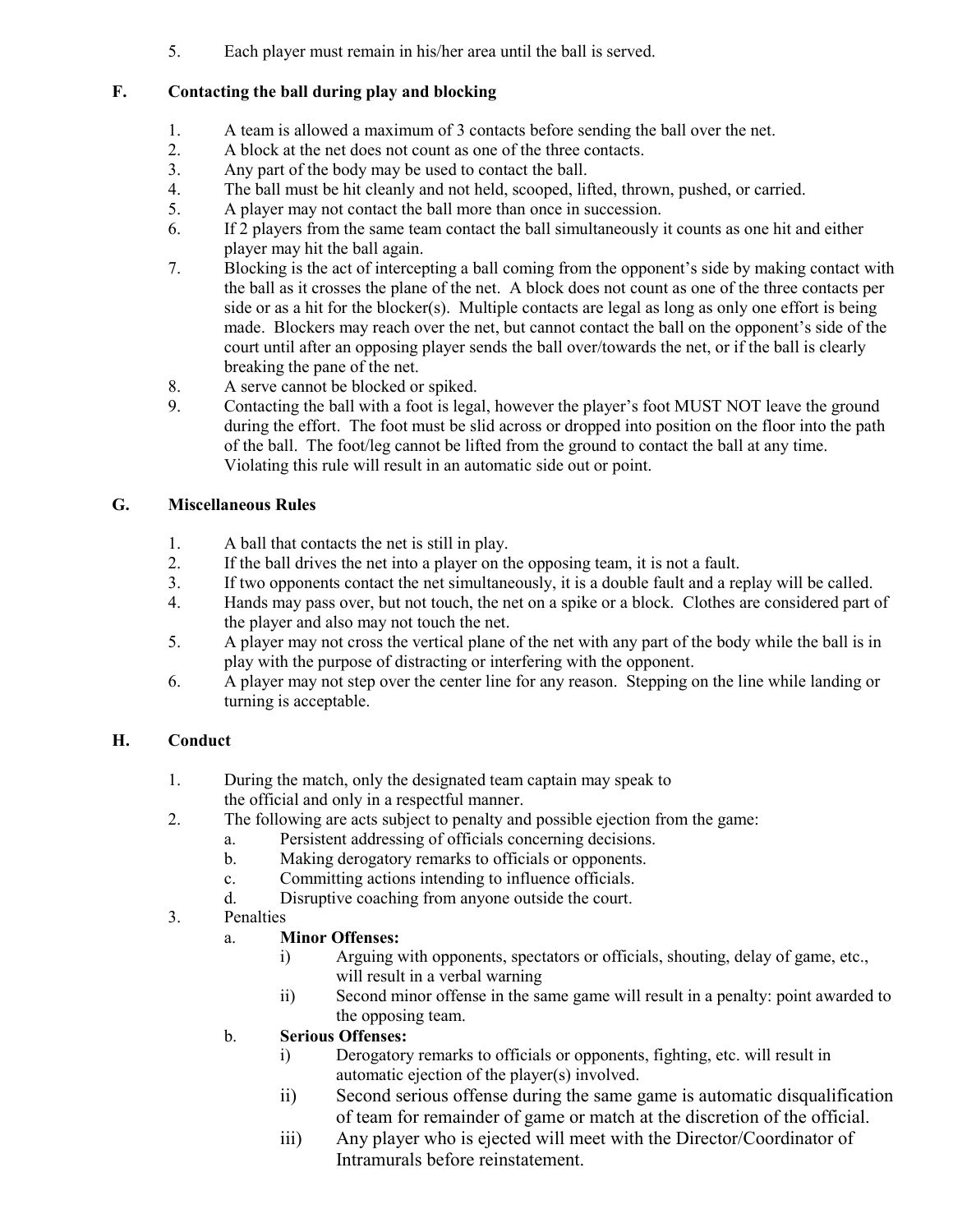5. Each player must remain in his/her area until the ball is served.

## F. Contacting the ball during play and blocking

1. A team is allowed a maximum of 3 contacts before sending the ball over the net.
2. A block at the net does not count as one of the three contacts.
3. Any part of the body may be used to contact the ball.
4. The ball must be hit cleanly and not held, scooped, lifted, thrown, pushed, or carried.
5. A player may not contact the ball more than once in succession.
6. If 2 players from the same team contact the ball simultaneously it counts as one hit and either player may hit the ball again.
7. Blocking is the act of intercepting a ball coming from the opponent's side by making contact with the ball as it crosses the plane of the net. A block does not count as one of the three contacts per side or as a hit for the blocker(s). Multiple contacts are legal as long as only one effort is being made. Blockers may reach over the net, but cannot contact the ball on the opponent's side of the court until after an opposing player sends the ball over/towards the net, or if the ball is clearly breaking the pane of the net.
8. A serve cannot be blocked or spiked.
9. Contacting the ball with a foot is legal, however the player's foot MUST NOT leave the ground during the effort. The foot must be slid across or dropped into position on the floor into the path of the ball. The foot/leg cannot be lifted from the ground to contact the ball at any time. Violating this rule will result in an automatic side out or point.

## G. Miscellaneous Rules

1. A ball that contacts the net is still in play.
2. If the ball drives the net into a player on the opposing team, it is not a fault.
3. If two opponents contact the net simultaneously, it is a double fault and a replay will be called.
4. Hands may pass over, but not touch, the net on a spike or a block. Clothes are considered part of the player and also may not touch the net.
5. A player may not cross the vertical plane of the net with any part of the body while the ball is in play with the purpose of distracting or interfering with the opponent.
6. A player may not step over the center line for any reason. Stepping on the line while landing or turning is acceptable.

## H. Conduct

1. During the match, only the designated team captain may speak to the official and only in a respectful manner.
2. The following are acts subject to penalty and possible ejection from the game:
   a. Persistent addressing of officials concerning decisions.
   b. Making derogatory remarks to officials or opponents.
   c. Committing actions intending to influence officials.
   d. Disruptive coaching from anyone outside the court.
3. Penalties
   a. **Minor Offenses:**
      i) Arguing with opponents, spectators or officials, shouting, delay of game, etc., will result in a verbal warning
      ii) Second minor offense in the same game will result in a penalty: point awarded to the opposing team.
   b. **Serious Offenses:**
      i) Derogatory remarks to officials or opponents, fighting, etc. will result in automatic ejection of the player(s) involved.
      ii) Second serious offense during the same game is automatic disqualification of team for remainder of game or match at the discretion of the official.
      iii) Any player who is ejected will meet with the Director/Coordinator of Intramurals before reinstatement.